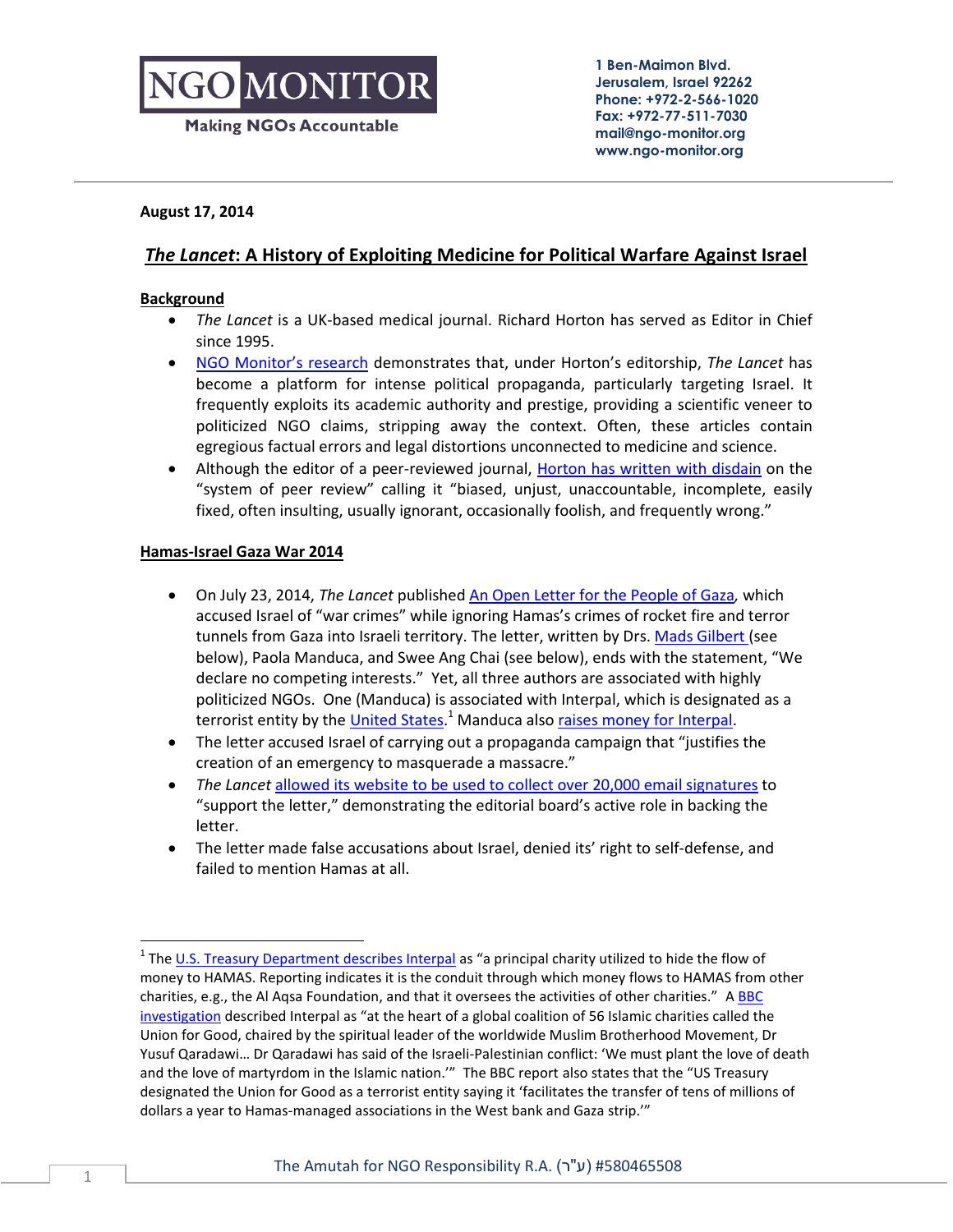**NGO MONITOR**
Making NGOs Accountable

1 Ben-Maimon Blvd.
Jerusalem, Israel 92262
Phone: +972-2-566-1020
Fax: +972-77-511-7030
mail@ngo-monitor.org
www.ngo-monitor.org

---

**August 17, 2014**

## *The Lancet*: A History of Exploiting Medicine for Political Warfare Against Israel

### Background

- *The Lancet* is a UK-based medical journal. Richard Horton has served as Editor in Chief since 1995.
- NGO Monitor's research demonstrates that, under Horton's editorship, *The Lancet* has become a platform for intense political propaganda, particularly targeting Israel. It frequently exploits its academic authority and prestige, providing a scientific veneer to politicized NGO claims, stripping away the context. Often, these articles contain egregious factual errors and legal distortions unconnected to medicine and science.
- Although the editor of a peer-reviewed journal, Horton has written with disdain on the "system of peer review" calling it "biased, unjust, unaccountable, incomplete, easily fixed, often insulting, usually ignorant, occasionally foolish, and frequently wrong."

### Hamas-Israel Gaza War 2014

- On July 23, 2014, *The Lancet* published An Open Letter for the People of Gaza, which accused Israel of "war crimes" while ignoring Hamas's crimes of rocket fire and terror tunnels from Gaza into Israeli territory. The letter, written by Drs. Mads Gilbert (see below), Paola Manduca, and Swee Ang Chai (see below), ends with the statement, "We declare no competing interests." Yet, all three authors are associated with highly politicized NGOs. One (Manduca) is associated with Interpal, which is designated as a terrorist entity by the United States.[1] Manduca also raises money for Interpal.
- The letter accused Israel of carrying out a propaganda campaign that "justifies the creation of an emergency to masquerade a massacre."
- *The Lancet* allowed its website to be used to collect over 20,000 email signatures to "support the letter," demonstrating the editorial board's active role in backing the letter.
- The letter made false accusations about Israel, denied its' right to self-defense, and failed to mention Hamas at all.

---

[1] The U.S. Treasury Department describes Interpal as "a principal charity utilized to hide the flow of money to HAMAS. Reporting indicates it is the conduit through which money flows to HAMAS from other charities, e.g., the Al Aqsa Foundation, and that it oversees the activities of other charities." A BBC investigation described Interpal as "at the heart of a global coalition of 56 Islamic charities called the Union for Good, chaired by the spiritual leader of the worldwide Muslim Brotherhood Movement, Dr Yusuf Qaradawi… Dr Qaradawi has said of the Israeli-Palestinian conflict: 'We must plant the love of death and the love of martyrdom in the Islamic nation.'" The BBC report also states that the "US Treasury designated the Union for Good as a terrorist entity saying it 'facilitates the transfer of tens of millions of dollars a year to Hamas-managed associations in the West bank and Gaza strip.'"

The Amutah for NGO Responsibility R.A. (ע"ר) #580465508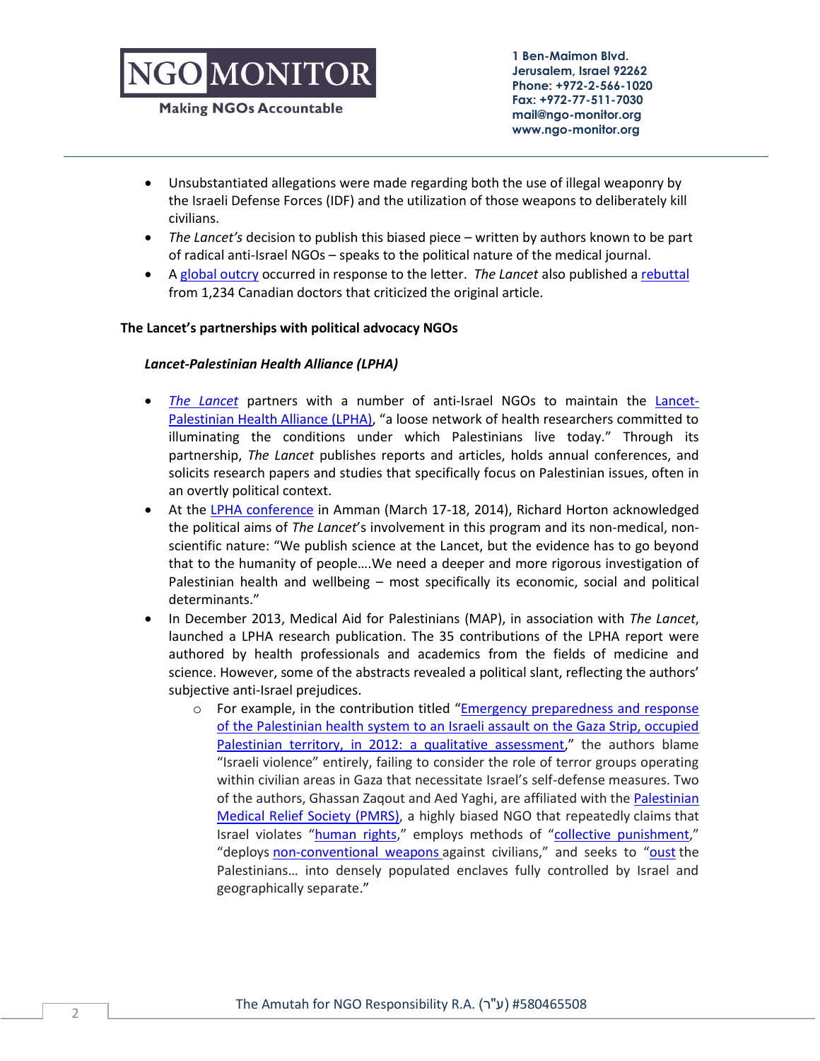- Unsubstantiated allegations were made regarding both the use of illegal weaponry by the Israeli Defense Forces (IDF) and the utilization of those weapons to deliberately kill civilians.
- *The Lancet's* decision to publish this biased piece – written by authors known to be part of radical anti-Israel NGOs – speaks to the political nature of the medical journal.
- A global outcry occurred in response to the letter. *The Lancet* also published a rebuttal from 1,234 Canadian doctors that criticized the original article.

**The Lancet's partnerships with political advocacy NGOs**

***Lancet-Palestinian Health Alliance (LPHA)***

- *The Lancet* partners with a number of anti-Israel NGOs to maintain the Lancet-Palestinian Health Alliance (LPHA), "a loose network of health researchers committed to illuminating the conditions under which Palestinians live today." Through its partnership, *The Lancet* publishes reports and articles, holds annual conferences, and solicits research papers and studies that specifically focus on Palestinian issues, often in an overtly political context.
- At the LPHA conference in Amman (March 17-18, 2014), Richard Horton acknowledged the political aims of *The Lancet*'s involvement in this program and its non-medical, non-scientific nature: "We publish science at the Lancet, but the evidence has to go beyond that to the humanity of people….We need a deeper and more rigorous investigation of Palestinian health and wellbeing – most specifically its economic, social and political determinants."
- In December 2013, Medical Aid for Palestinians (MAP), in association with *The Lancet*, launched a LPHA research publication. The 35 contributions of the LPHA report were authored by health professionals and academics from the fields of medicine and science. However, some of the abstracts revealed a political slant, reflecting the authors' subjective anti-Israel prejudices.
  - For example, in the contribution titled "Emergency preparedness and response of the Palestinian health system to an Israeli assault on the Gaza Strip, occupied Palestinian territory, in 2012: a qualitative assessment," the authors blame "Israeli violence" entirely, failing to consider the role of terror groups operating within civilian areas in Gaza that necessitate Israel's self-defense measures. Two of the authors, Ghassan Zaqout and Aed Yaghi, are affiliated with the Palestinian Medical Relief Society (PMRS), a highly biased NGO that repeatedly claims that Israel violates "human rights," employs methods of "collective punishment," "deploys non-conventional weapons against civilians," and seeks to "oust the Palestinians… into densely populated enclaves fully controlled by Israel and geographically separate."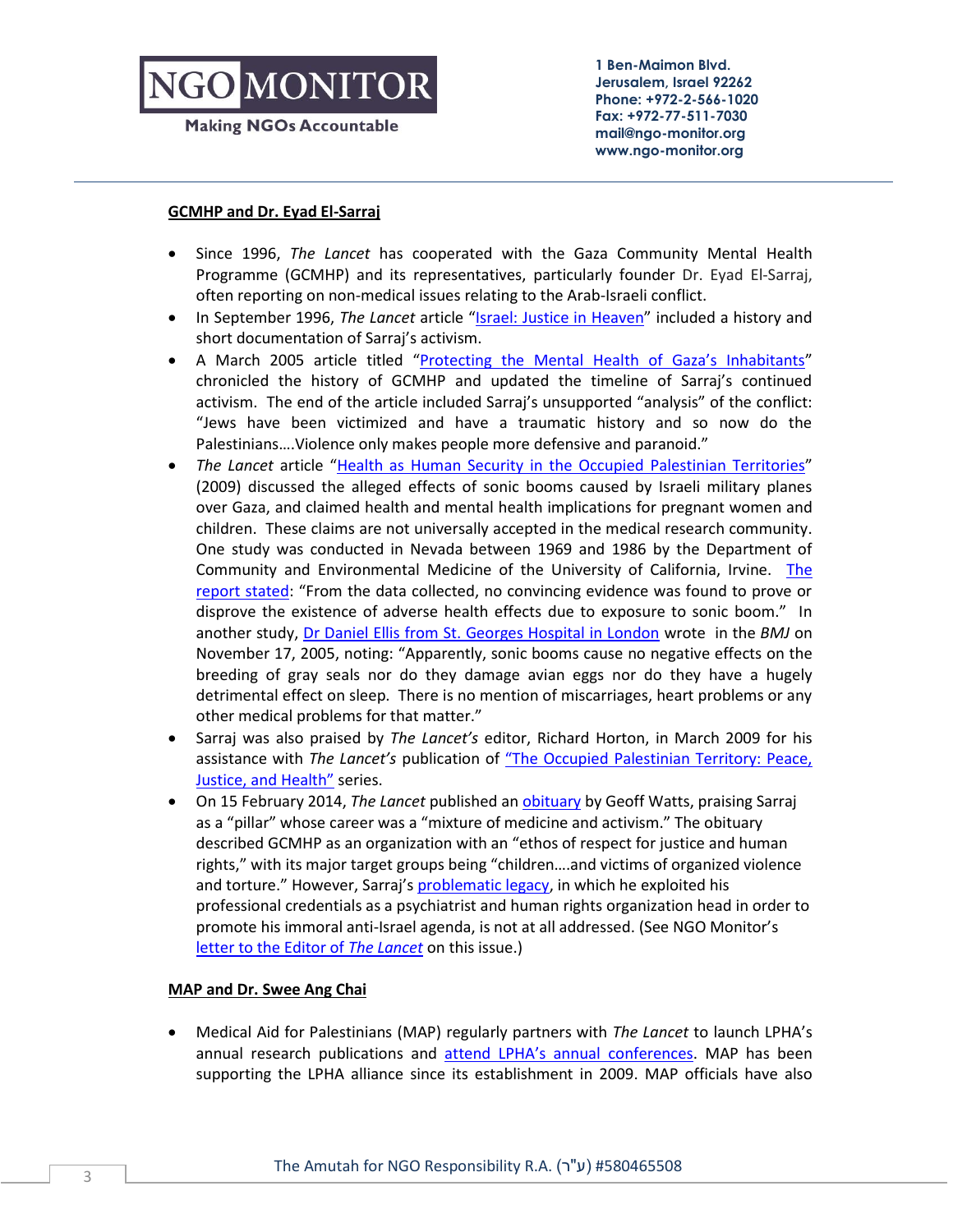**GCMHP and Dr. Eyad El-Sarraj**

- Since 1996, *The Lancet* has cooperated with the Gaza Community Mental Health Programme (GCMHP) and its representatives, particularly founder Dr. Eyad El-Sarraj, often reporting on non-medical issues relating to the Arab-Israeli conflict.
- In September 1996, *The Lancet* article "Israel: Justice in Heaven" included a history and short documentation of Sarraj's activism.
- A March 2005 article titled "Protecting the Mental Health of Gaza's Inhabitants" chronicled the history of GCMHP and updated the timeline of Sarraj's continued activism. The end of the article included Sarraj's unsupported "analysis" of the conflict: "Jews have been victimized and have a traumatic history and so now do the Palestinians….Violence only makes people more defensive and paranoid."
- *The Lancet* article "Health as Human Security in the Occupied Palestinian Territories" (2009) discussed the alleged effects of sonic booms caused by Israeli military planes over Gaza, and claimed health and mental health implications for pregnant women and children. These claims are not universally accepted in the medical research community. One study was conducted in Nevada between 1969 and 1986 by the Department of Community and Environmental Medicine of the University of California, Irvine. The report stated: "From the data collected, no convincing evidence was found to prove or disprove the existence of adverse health effects due to exposure to sonic boom." In another study, Dr Daniel Ellis from St. Georges Hospital in London wrote in the *BMJ* on November 17, 2005, noting: "Apparently, sonic booms cause no negative effects on the breeding of gray seals nor do they damage avian eggs nor do they have a hugely detrimental effect on sleep. There is no mention of miscarriages, heart problems or any other medical problems for that matter."
- Sarraj was also praised by *The Lancet's* editor, Richard Horton, in March 2009 for his assistance with *The Lancet's* publication of "The Occupied Palestinian Territory: Peace, Justice, and Health" series.
- On 15 February 2014, *The Lancet* published an obituary by Geoff Watts, praising Sarraj as a "pillar" whose career was a "mixture of medicine and activism." The obituary described GCMHP as an organization with an "ethos of respect for justice and human rights," with its major target groups being "children….and victims of organized violence and torture." However, Sarraj's problematic legacy, in which he exploited his professional credentials as a psychiatrist and human rights organization head in order to promote his immoral anti-Israel agenda, is not at all addressed. (See NGO Monitor's letter to the Editor of *The Lancet* on this issue.)

**MAP and Dr. Swee Ang Chai**

- Medical Aid for Palestinians (MAP) regularly partners with *The Lancet* to launch LPHA's annual research publications and attend LPHA's annual conferences. MAP has been supporting the LPHA alliance since its establishment in 2009. MAP officials have also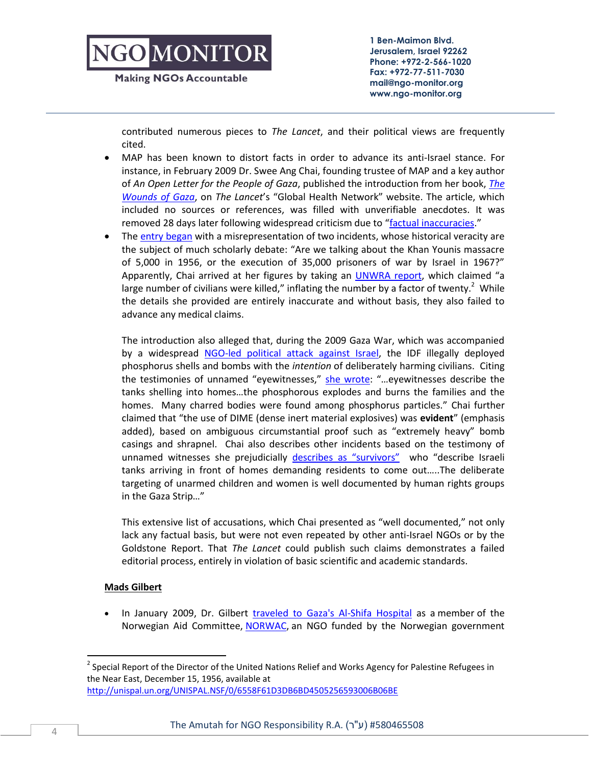contributed numerous pieces to *The Lancet*, and their political views are frequently cited.

- MAP has been known to distort facts in order to advance its anti-Israel stance. For instance, in February 2009 Dr. Swee Ang Chai, founding trustee of MAP and a key author of *An Open Letter for the People of Gaza*, published the introduction from her book, *The Wounds of Gaza*, on *The Lancet*'s "Global Health Network" website. The article, which included no sources or references, was filled with unverifiable anecdotes. It was removed 28 days later following widespread criticism due to "factual inaccuracies."
- The entry began with a misrepresentation of two incidents, whose historical veracity are the subject of much scholarly debate: "Are we talking about the Khan Younis massacre of 5,000 in 1956, or the execution of 35,000 prisoners of war by Israel in 1967?" Apparently, Chai arrived at her figures by taking an UNWRA report, which claimed "a large number of civilians were killed," inflating the number by a factor of twenty.[2] While the details she provided are entirely inaccurate and without basis, they also failed to advance any medical claims.

  The introduction also alleged that, during the 2009 Gaza War, which was accompanied by a widespread NGO-led political attack against Israel, the IDF illegally deployed phosphorus shells and bombs with the *intention* of deliberately harming civilians. Citing the testimonies of unnamed "eyewitnesses," she wrote: "…eyewitnesses describe the tanks shelling into homes…the phosphorous explodes and burns the families and the homes. Many charred bodies were found among phosphorus particles." Chai further claimed that "the use of DIME (dense inert material explosives) was **evident**" (emphasis added), based on ambiguous circumstantial proof such as "extremely heavy" bomb casings and shrapnel. Chai also describes other incidents based on the testimony of unnamed witnesses she prejudicially describes as "survivors" who "describe Israeli tanks arriving in front of homes demanding residents to come out…..The deliberate targeting of unarmed children and women is well documented by human rights groups in the Gaza Strip…"

  This extensive list of accusations, which Chai presented as "well documented," not only lack any factual basis, but were not even repeated by other anti-Israel NGOs or by the Goldstone Report. That *The Lancet* could publish such claims demonstrates a failed editorial process, entirely in violation of basic scientific and academic standards.

**Mads Gilbert**

- In January 2009, Dr. Gilbert traveled to Gaza's Al-Shifa Hospital as a member of the Norwegian Aid Committee, NORWAC, an NGO funded by the Norwegian government

---

[2] Special Report of the Director of the United Nations Relief and Works Agency for Palestine Refugees in the Near East, December 15, 1956, available at http://unispal.un.org/UNISPAL.NSF/0/6558F61D3DB6BD4505256593006B06BE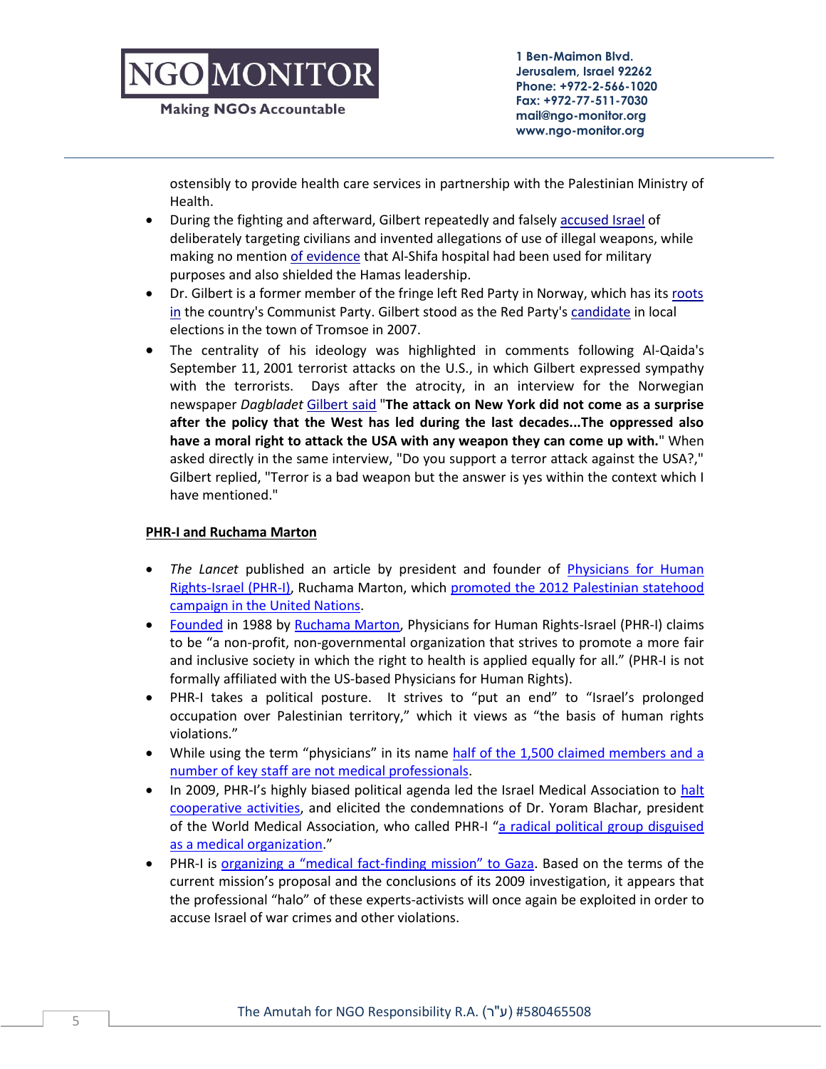ostensibly to provide health care services in partnership with the Palestinian Ministry of Health.

- During the fighting and afterward, Gilbert repeatedly and falsely accused Israel of deliberately targeting civilians and invented allegations of use of illegal weapons, while making no mention of evidence that Al-Shifa hospital had been used for military purposes and also shielded the Hamas leadership.
- Dr. Gilbert is a former member of the fringe left Red Party in Norway, which has its roots in the country's Communist Party. Gilbert stood as the Red Party's candidate in local elections in the town of Tromsoe in 2007.
- The centrality of his ideology was highlighted in comments following Al-Qaida's September 11, 2001 terrorist attacks on the U.S., in which Gilbert expressed sympathy with the terrorists. Days after the atrocity, in an interview for the Norwegian newspaper *Dagbladet* Gilbert said "**The attack on New York did not come as a surprise after the policy that the West has led during the last decades...The oppressed also have a moral right to attack the USA with any weapon they can come up with.**" When asked directly in the same interview, "Do you support a terror attack against the USA?," Gilbert replied, "Terror is a bad weapon but the answer is yes within the context which I have mentioned."

**PHR-I and Ruchama Marton**

- *The Lancet* published an article by president and founder of Physicians for Human Rights-Israel (PHR-I), Ruchama Marton, which promoted the 2012 Palestinian statehood campaign in the United Nations.
- Founded in 1988 by Ruchama Marton, Physicians for Human Rights-Israel (PHR-I) claims to be "a non-profit, non-governmental organization that strives to promote a more fair and inclusive society in which the right to health is applied equally for all." (PHR-I is not formally affiliated with the US-based Physicians for Human Rights).
- PHR-I takes a political posture. It strives to "put an end" to "Israel's prolonged occupation over Palestinian territory," which it views as "the basis of human rights violations."
- While using the term "physicians" in its name half of the 1,500 claimed members and a number of key staff are not medical professionals.
- In 2009, PHR-I's highly biased political agenda led the Israel Medical Association to halt cooperative activities, and elicited the condemnations of Dr. Yoram Blachar, president of the World Medical Association, who called PHR-I "a radical political group disguised as a medical organization."
- PHR-I is organizing a "medical fact-finding mission" to Gaza. Based on the terms of the current mission's proposal and the conclusions of its 2009 investigation, it appears that the professional "halo" of these experts-activists will once again be exploited in order to accuse Israel of war crimes and other violations.